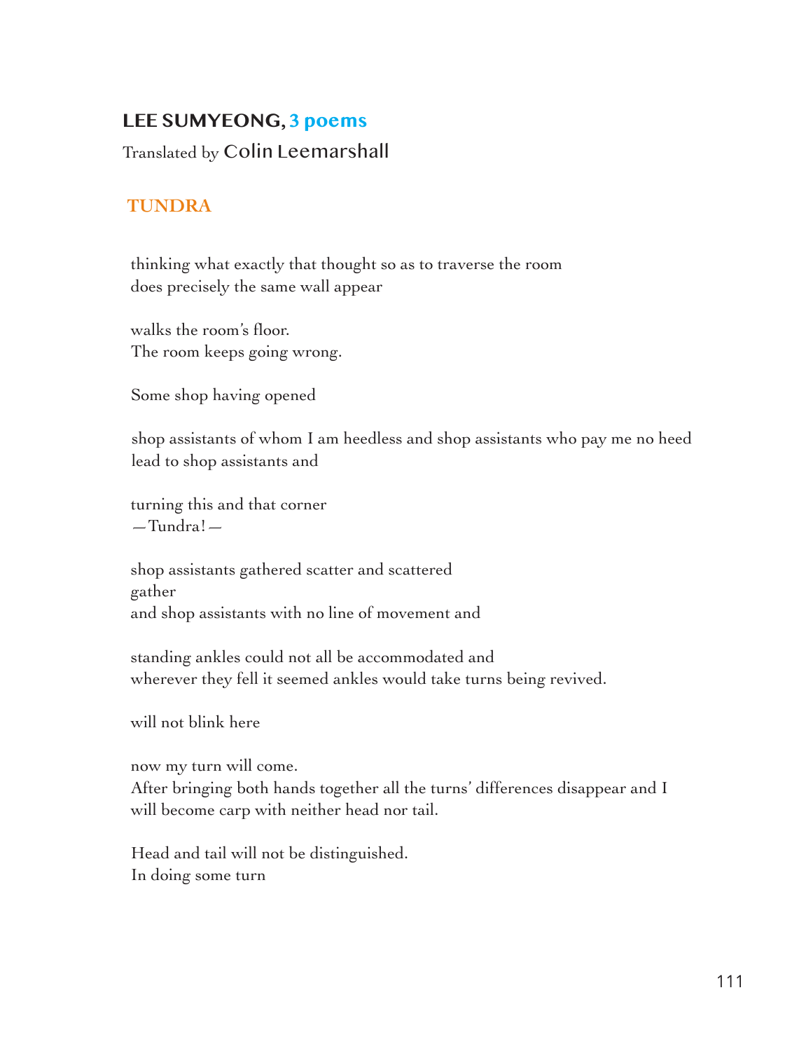## LEE SUMYEONG, 3 poems

Translated by Colin Leemarshall

### TUNDRA

thinking what exactly that thought so as to traverse the room
does precisely the same wall appear

walks the room's floor.
The room keeps going wrong.

Some shop having opened

shop assistants of whom I am heedless and shop assistants who pay me no heed
lead to shop assistants and

turning this and that corner
—Tundra!—

shop assistants gathered scatter and scattered
gather
and shop assistants with no line of movement and

standing ankles could not all be accommodated and
wherever they fell it seemed ankles would take turns being revived.

will not blink here

now my turn will come.
After bringing both hands together all the turns' differences disappear and I
will become carp with neither head nor tail.

Head and tail will not be distinguished.
In doing some turn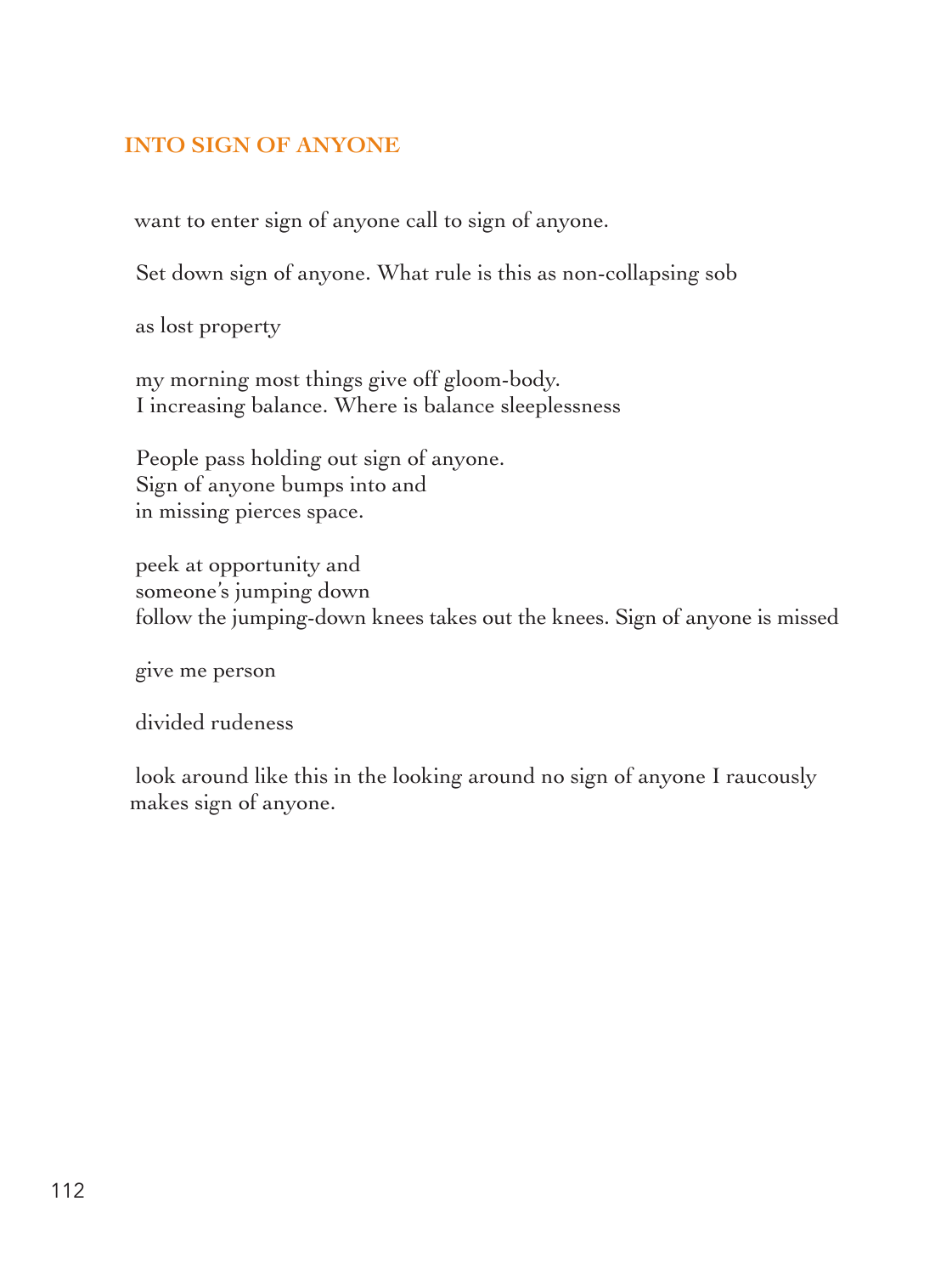## INTO SIGN OF ANYONE

want to enter sign of anyone call to sign of anyone.

Set down sign of anyone. What rule is this as non-collapsing sob

as lost property

my morning most things give off gloom-body.  
I increasing balance. Where is balance sleeplessness

People pass holding out sign of anyone.  
Sign of anyone bumps into and  
in missing pierces space.

peek at opportunity and  
someone's jumping down  
follow the jumping-down knees takes out the knees. Sign of anyone is missed

give me person

divided rudeness

look around like this in the looking around no sign of anyone I raucously makes sign of anyone.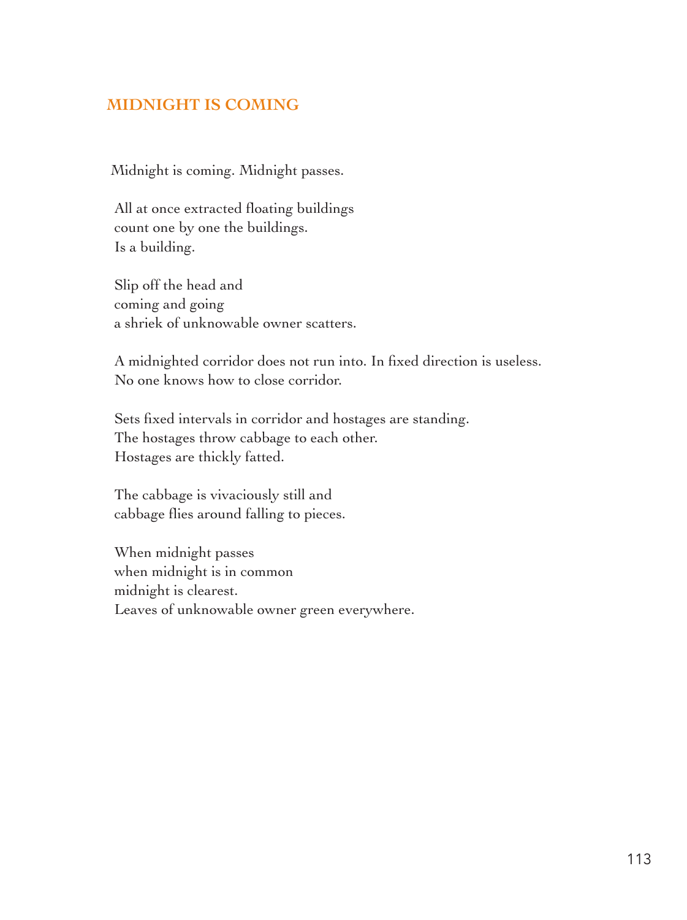## MIDNIGHT IS COMING

Midnight is coming. Midnight passes.

All at once extracted floating buildings  
count one by one the buildings.  
Is a building.

Slip off the head and  
coming and going  
a shriek of unknowable owner scatters.

A midnighted corridor does not run into. In fixed direction is useless.  
No one knows how to close corridor.

Sets fixed intervals in corridor and hostages are standing.  
The hostages throw cabbage to each other.  
Hostages are thickly fatted.

The cabbage is vivaciously still and  
cabbage flies around falling to pieces.

When midnight passes  
when midnight is in common  
midnight is clearest.  
Leaves of unknowable owner green everywhere.